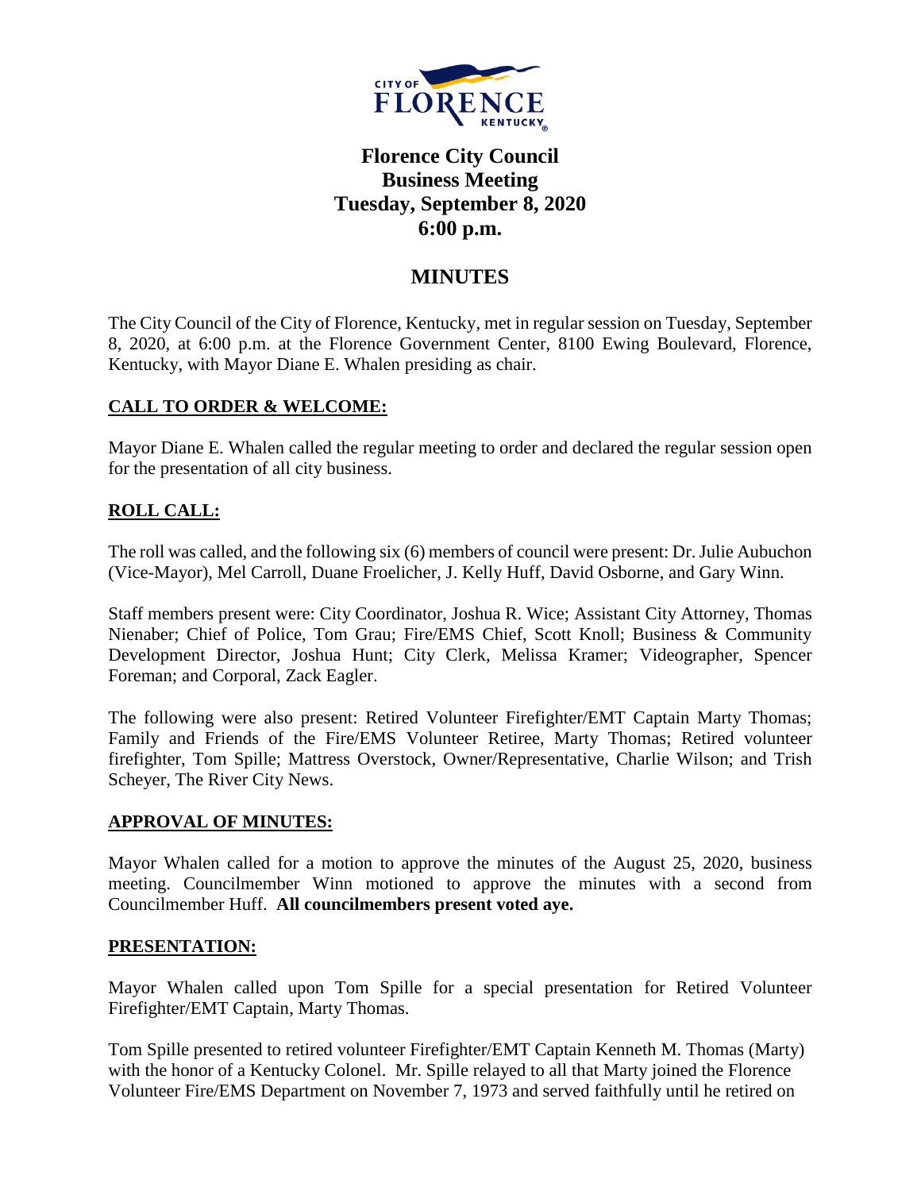# Florence City Council
## Business Meeting
## Tuesday, September 8, 2020
## 6:00 p.m.

## MINUTES

The City Council of the City of Florence, Kentucky, met in regular session on Tuesday, September 8, 2020, at 6:00 p.m. at the Florence Government Center, 8100 Ewing Boulevard, Florence, Kentucky, with Mayor Diane E. Whalen presiding as chair.

**CALL TO ORDER & WELCOME:**

Mayor Diane E. Whalen called the regular meeting to order and declared the regular session open for the presentation of all city business.

**ROLL CALL:**

The roll was called, and the following six (6) members of council were present: Dr. Julie Aubuchon (Vice-Mayor), Mel Carroll, Duane Froelicher, J. Kelly Huff, David Osborne, and Gary Winn.

Staff members present were: City Coordinator, Joshua R. Wice; Assistant City Attorney, Thomas Nienaber; Chief of Police, Tom Grau; Fire/EMS Chief, Scott Knoll; Business & Community Development Director, Joshua Hunt; City Clerk, Melissa Kramer; Videographer, Spencer Foreman; and Corporal, Zack Eagler.

The following were also present: Retired Volunteer Firefighter/EMT Captain Marty Thomas; Family and Friends of the Fire/EMS Volunteer Retiree, Marty Thomas; Retired volunteer firefighter, Tom Spille; Mattress Overstock, Owner/Representative, Charlie Wilson; and Trish Scheyer, The River City News.

**APPROVAL OF MINUTES:**

Mayor Whalen called for a motion to approve the minutes of the August 25, 2020, business meeting. Councilmember Winn motioned to approve the minutes with a second from Councilmember Huff. **All councilmembers present voted aye.**

**PRESENTATION:**

Mayor Whalen called upon Tom Spille for a special presentation for Retired Volunteer Firefighter/EMT Captain, Marty Thomas.

Tom Spille presented to retired volunteer Firefighter/EMT Captain Kenneth M. Thomas (Marty) with the honor of a Kentucky Colonel. Mr. Spille relayed to all that Marty joined the Florence Volunteer Fire/EMS Department on November 7, 1973 and served faithfully until he retired on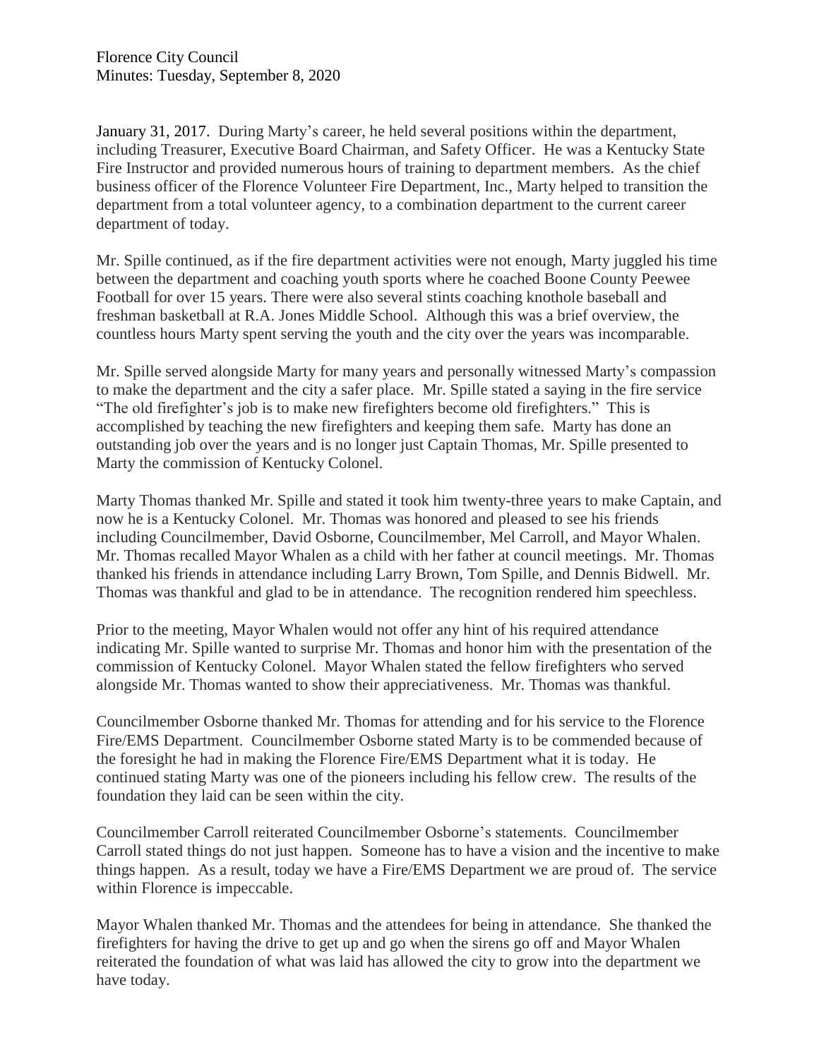January 31, 2017. During Marty's career, he held several positions within the department, including Treasurer, Executive Board Chairman, and Safety Officer. He was a Kentucky State Fire Instructor and provided numerous hours of training to department members. As the chief business officer of the Florence Volunteer Fire Department, Inc., Marty helped to transition the department from a total volunteer agency, to a combination department to the current career department of today.

Mr. Spille continued, as if the fire department activities were not enough, Marty juggled his time between the department and coaching youth sports where he coached Boone County Peewee Football for over 15 years. There were also several stints coaching knothole baseball and freshman basketball at R.A. Jones Middle School. Although this was a brief overview, the countless hours Marty spent serving the youth and the city over the years was incomparable.

Mr. Spille served alongside Marty for many years and personally witnessed Marty's compassion to make the department and the city a safer place. Mr. Spille stated a saying in the fire service "The old firefighter's job is to make new firefighters become old firefighters." This is accomplished by teaching the new firefighters and keeping them safe. Marty has done an outstanding job over the years and is no longer just Captain Thomas, Mr. Spille presented to Marty the commission of Kentucky Colonel.

Marty Thomas thanked Mr. Spille and stated it took him twenty-three years to make Captain, and now he is a Kentucky Colonel. Mr. Thomas was honored and pleased to see his friends including Councilmember, David Osborne, Councilmember, Mel Carroll, and Mayor Whalen. Mr. Thomas recalled Mayor Whalen as a child with her father at council meetings. Mr. Thomas thanked his friends in attendance including Larry Brown, Tom Spille, and Dennis Bidwell. Mr. Thomas was thankful and glad to be in attendance. The recognition rendered him speechless.

Prior to the meeting, Mayor Whalen would not offer any hint of his required attendance indicating Mr. Spille wanted to surprise Mr. Thomas and honor him with the presentation of the commission of Kentucky Colonel. Mayor Whalen stated the fellow firefighters who served alongside Mr. Thomas wanted to show their appreciativeness. Mr. Thomas was thankful.

Councilmember Osborne thanked Mr. Thomas for attending and for his service to the Florence Fire/EMS Department. Councilmember Osborne stated Marty is to be commended because of the foresight he had in making the Florence Fire/EMS Department what it is today. He continued stating Marty was one of the pioneers including his fellow crew. The results of the foundation they laid can be seen within the city.

Councilmember Carroll reiterated Councilmember Osborne's statements. Councilmember Carroll stated things do not just happen. Someone has to have a vision and the incentive to make things happen. As a result, today we have a Fire/EMS Department we are proud of. The service within Florence is impeccable.

Mayor Whalen thanked Mr. Thomas and the attendees for being in attendance. She thanked the firefighters for having the drive to get up and go when the sirens go off and Mayor Whalen reiterated the foundation of what was laid has allowed the city to grow into the department we have today.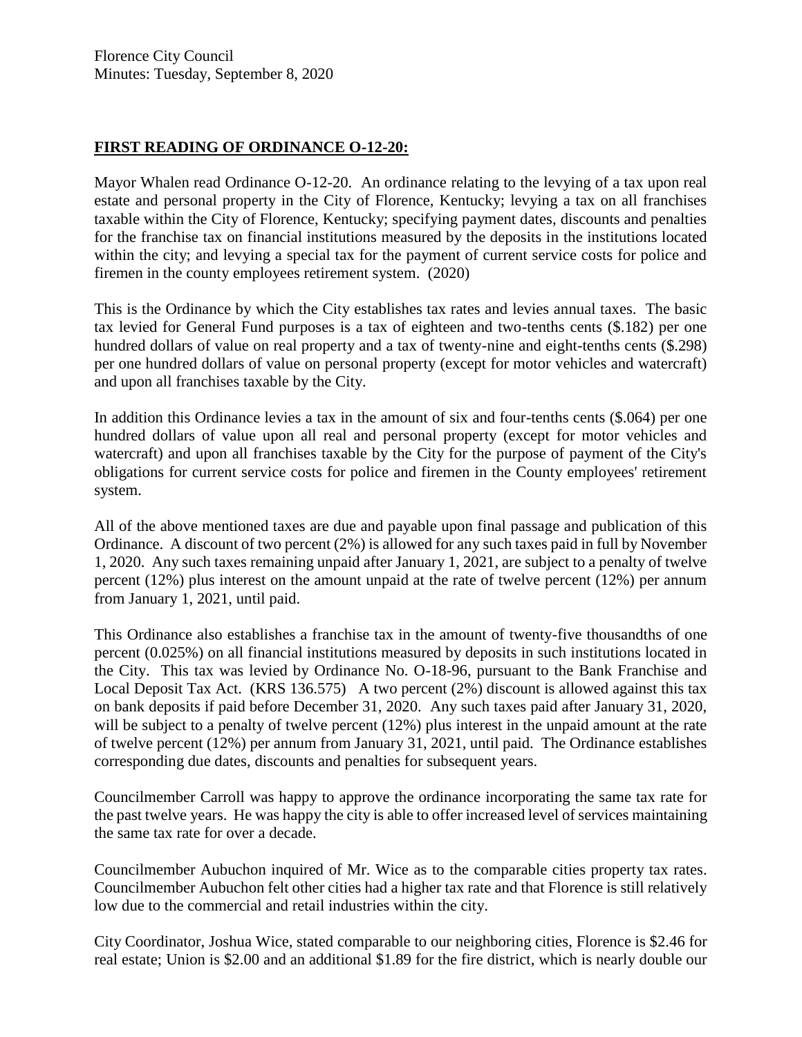Florence City Council
Minutes: Tuesday, September 8, 2020

## FIRST READING OF ORDINANCE O-12-20:

Mayor Whalen read Ordinance O-12-20. An ordinance relating to the levying of a tax upon real estate and personal property in the City of Florence, Kentucky; levying a tax on all franchises taxable within the City of Florence, Kentucky; specifying payment dates, discounts and penalties for the franchise tax on financial institutions measured by the deposits in the institutions located within the city; and levying a special tax for the payment of current service costs for police and firemen in the county employees retirement system. (2020)

This is the Ordinance by which the City establishes tax rates and levies annual taxes. The basic tax levied for General Fund purposes is a tax of eighteen and two-tenths cents ($.182) per one hundred dollars of value on real property and a tax of twenty-nine and eight-tenths cents ($.298) per one hundred dollars of value on personal property (except for motor vehicles and watercraft) and upon all franchises taxable by the City.

In addition this Ordinance levies a tax in the amount of six and four-tenths cents ($.064) per one hundred dollars of value upon all real and personal property (except for motor vehicles and watercraft) and upon all franchises taxable by the City for the purpose of payment of the City's obligations for current service costs for police and firemen in the County employees' retirement system.

All of the above mentioned taxes are due and payable upon final passage and publication of this Ordinance. A discount of two percent (2%) is allowed for any such taxes paid in full by November 1, 2020. Any such taxes remaining unpaid after January 1, 2021, are subject to a penalty of twelve percent (12%) plus interest on the amount unpaid at the rate of twelve percent (12%) per annum from January 1, 2021, until paid.

This Ordinance also establishes a franchise tax in the amount of twenty-five thousandths of one percent (0.025%) on all financial institutions measured by deposits in such institutions located in the City. This tax was levied by Ordinance No. O-18-96, pursuant to the Bank Franchise and Local Deposit Tax Act. (KRS 136.575) A two percent (2%) discount is allowed against this tax on bank deposits if paid before December 31, 2020. Any such taxes paid after January 31, 2020, will be subject to a penalty of twelve percent (12%) plus interest in the unpaid amount at the rate of twelve percent (12%) per annum from January 31, 2021, until paid. The Ordinance establishes corresponding due dates, discounts and penalties for subsequent years.

Councilmember Carroll was happy to approve the ordinance incorporating the same tax rate for the past twelve years. He was happy the city is able to offer increased level of services maintaining the same tax rate for over a decade.

Councilmember Aubuchon inquired of Mr. Wice as to the comparable cities property tax rates. Councilmember Aubuchon felt other cities had a higher tax rate and that Florence is still relatively low due to the commercial and retail industries within the city.

City Coordinator, Joshua Wice, stated comparable to our neighboring cities, Florence is $2.46 for real estate; Union is $2.00 and an additional $1.89 for the fire district, which is nearly double our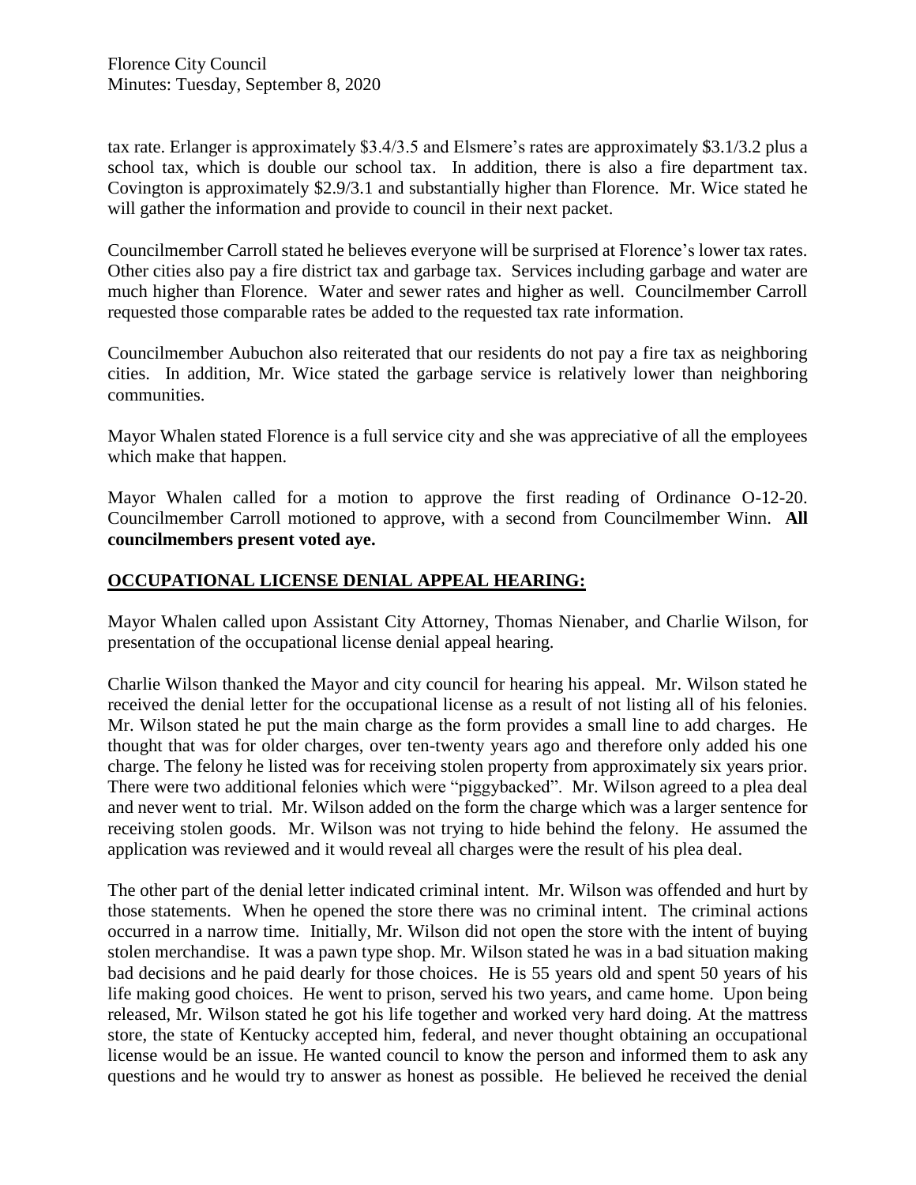tax rate. Erlanger is approximately \$3.4/3.5 and Elsmere's rates are approximately \$3.1/3.2 plus a school tax, which is double our school tax. In addition, there is also a fire department tax. Covington is approximately \$2.9/3.1 and substantially higher than Florence. Mr. Wice stated he will gather the information and provide to council in their next packet.

Councilmember Carroll stated he believes everyone will be surprised at Florence's lower tax rates. Other cities also pay a fire district tax and garbage tax. Services including garbage and water are much higher than Florence. Water and sewer rates and higher as well. Councilmember Carroll requested those comparable rates be added to the requested tax rate information.

Councilmember Aubuchon also reiterated that our residents do not pay a fire tax as neighboring cities. In addition, Mr. Wice stated the garbage service is relatively lower than neighboring communities.

Mayor Whalen stated Florence is a full service city and she was appreciative of all the employees which make that happen.

Mayor Whalen called for a motion to approve the first reading of Ordinance O-12-20. Councilmember Carroll motioned to approve, with a second from Councilmember Winn. **All councilmembers present voted aye.**

## OCCUPATIONAL LICENSE DENIAL APPEAL HEARING:

Mayor Whalen called upon Assistant City Attorney, Thomas Nienaber, and Charlie Wilson, for presentation of the occupational license denial appeal hearing.

Charlie Wilson thanked the Mayor and city council for hearing his appeal. Mr. Wilson stated he received the denial letter for the occupational license as a result of not listing all of his felonies. Mr. Wilson stated he put the main charge as the form provides a small line to add charges. He thought that was for older charges, over ten-twenty years ago and therefore only added his one charge. The felony he listed was for receiving stolen property from approximately six years prior. There were two additional felonies which were "piggybacked". Mr. Wilson agreed to a plea deal and never went to trial. Mr. Wilson added on the form the charge which was a larger sentence for receiving stolen goods. Mr. Wilson was not trying to hide behind the felony. He assumed the application was reviewed and it would reveal all charges were the result of his plea deal.

The other part of the denial letter indicated criminal intent. Mr. Wilson was offended and hurt by those statements. When he opened the store there was no criminal intent. The criminal actions occurred in a narrow time. Initially, Mr. Wilson did not open the store with the intent of buying stolen merchandise. It was a pawn type shop. Mr. Wilson stated he was in a bad situation making bad decisions and he paid dearly for those choices. He is 55 years old and spent 50 years of his life making good choices. He went to prison, served his two years, and came home. Upon being released, Mr. Wilson stated he got his life together and worked very hard doing. At the mattress store, the state of Kentucky accepted him, federal, and never thought obtaining an occupational license would be an issue. He wanted council to know the person and informed them to ask any questions and he would try to answer as honest as possible. He believed he received the denial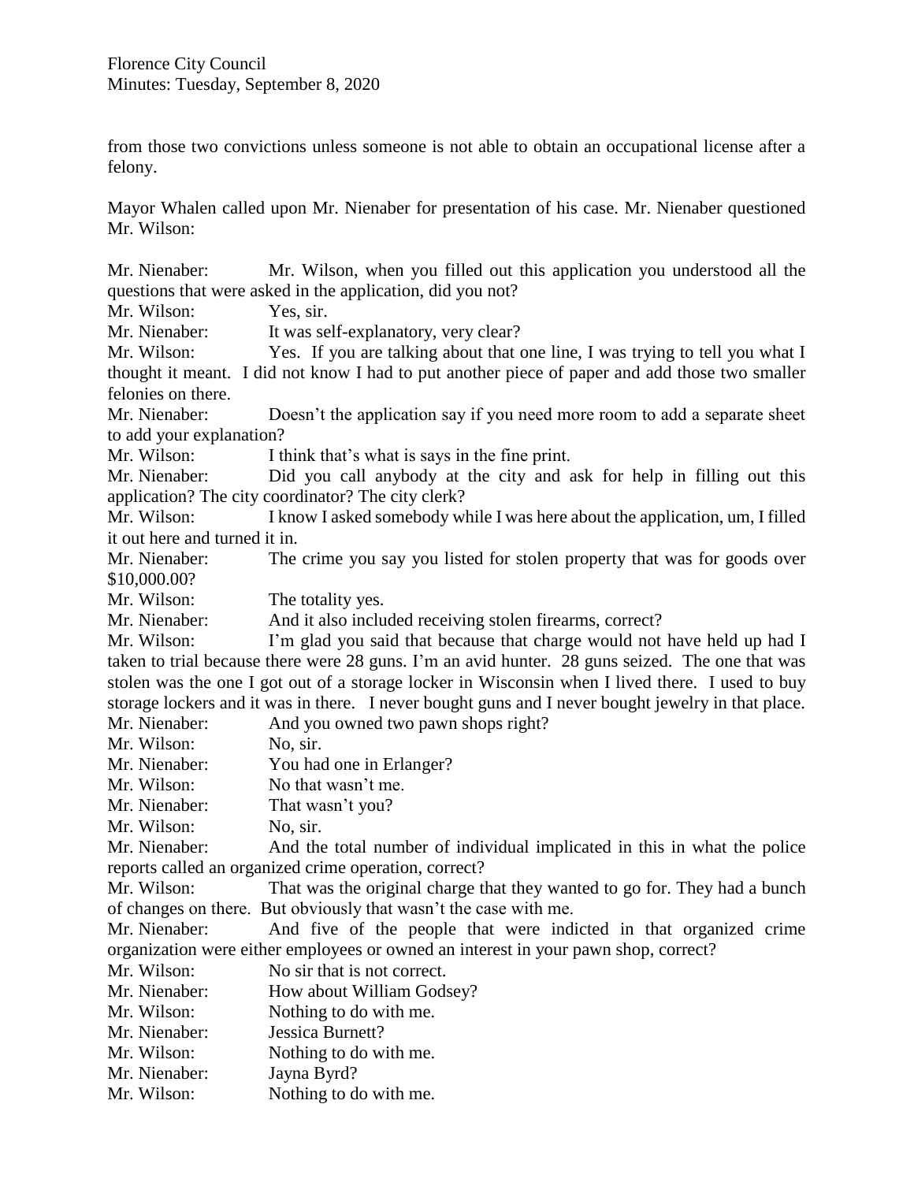from those two convictions unless someone is not able to obtain an occupational license after a felony.

Mayor Whalen called upon Mr. Nienaber for presentation of his case. Mr. Nienaber questioned Mr. Wilson:

Mr. Nienaber: Mr. Wilson, when you filled out this application you understood all the questions that were asked in the application, did you not?
Mr. Wilson: Yes, sir.
Mr. Nienaber: It was self-explanatory, very clear?
Mr. Wilson: Yes. If you are talking about that one line, I was trying to tell you what I thought it meant. I did not know I had to put another piece of paper and add those two smaller felonies on there.
Mr. Nienaber: Doesn't the application say if you need more room to add a separate sheet to add your explanation?
Mr. Wilson: I think that's what is says in the fine print.
Mr. Nienaber: Did you call anybody at the city and ask for help in filling out this application? The city coordinator? The city clerk?
Mr. Wilson: I know I asked somebody while I was here about the application, um, I filled it out here and turned it in.
Mr. Nienaber: The crime you say you listed for stolen property that was for goods over $10,000.00?
Mr. Wilson: The totality yes.
Mr. Nienaber: And it also included receiving stolen firearms, correct?
Mr. Wilson: I'm glad you said that because that charge would not have held up had I taken to trial because there were 28 guns. I'm an avid hunter. 28 guns seized. The one that was stolen was the one I got out of a storage locker in Wisconsin when I lived there. I used to buy storage lockers and it was in there. I never bought guns and I never bought jewelry in that place.
Mr. Nienaber: And you owned two pawn shops right?
Mr. Wilson: No, sir.
Mr. Nienaber: You had one in Erlanger?
Mr. Wilson: No that wasn't me.
Mr. Nienaber: That wasn't you?
Mr. Wilson: No, sir.
Mr. Nienaber: And the total number of individual implicated in this in what the police reports called an organized crime operation, correct?
Mr. Wilson: That was the original charge that they wanted to go for. They had a bunch of changes on there. But obviously that wasn't the case with me.
Mr. Nienaber: And five of the people that were indicted in that organized crime organization were either employees or owned an interest in your pawn shop, correct?
Mr. Wilson: No sir that is not correct.
Mr. Nienaber: How about William Godsey?
Mr. Wilson: Nothing to do with me.
Mr. Nienaber: Jessica Burnett?
Mr. Wilson: Nothing to do with me.
Mr. Nienaber: Jayna Byrd?
Mr. Wilson: Nothing to do with me.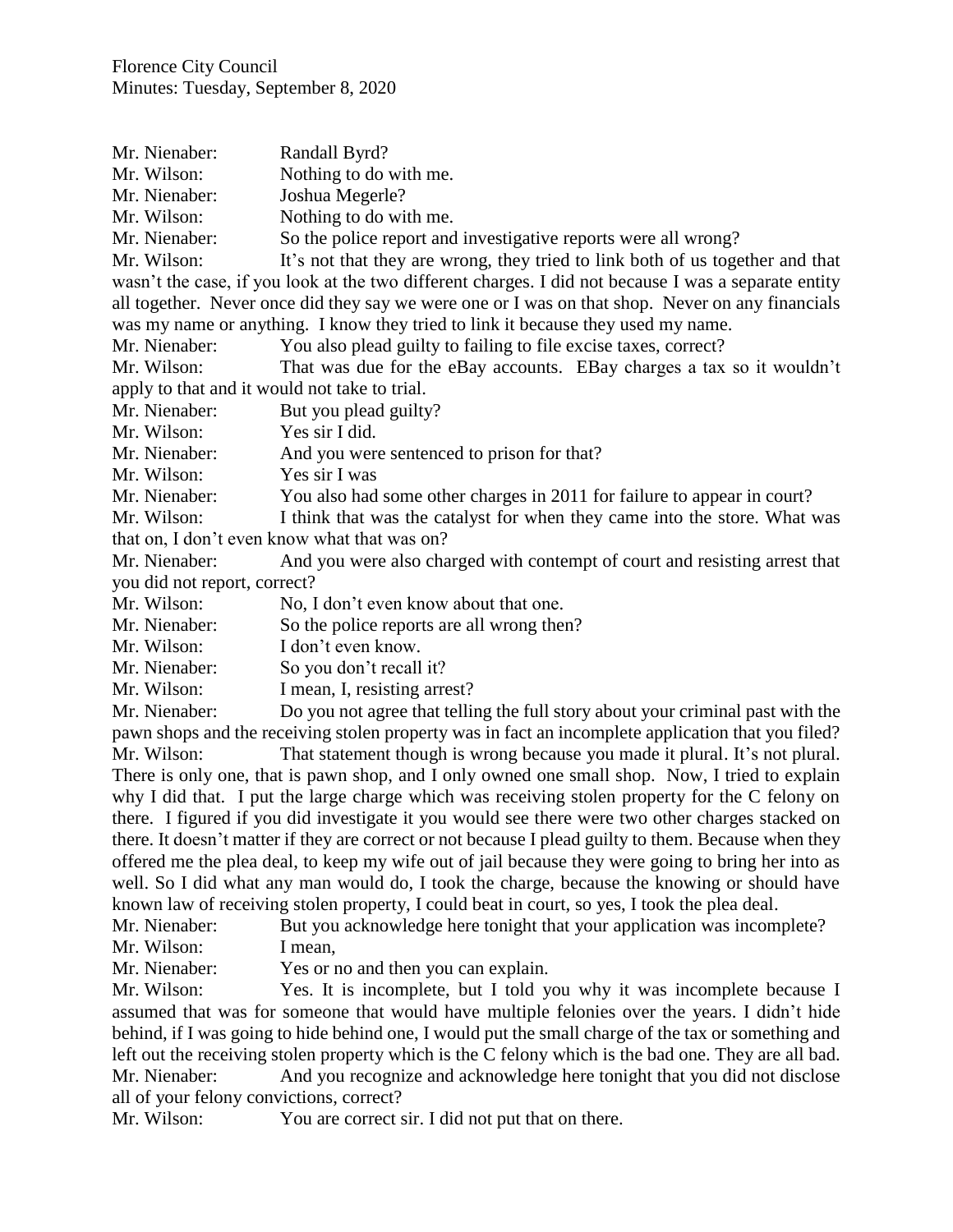Mr. Nienaber: Randall Byrd?

Mr. Wilson: Nothing to do with me.

Mr. Nienaber: Joshua Megerle?

Mr. Wilson: Nothing to do with me.

Mr. Nienaber: So the police report and investigative reports were all wrong?

Mr. Wilson: It's not that they are wrong, they tried to link both of us together and that wasn't the case, if you look at the two different charges. I did not because I was a separate entity all together. Never once did they say we were one or I was on that shop. Never on any financials was my name or anything. I know they tried to link it because they used my name.

Mr. Nienaber: You also plead guilty to failing to file excise taxes, correct?

Mr. Wilson: That was due for the eBay accounts. EBay charges a tax so it wouldn't apply to that and it would not take to trial.

Mr. Nienaber: But you plead guilty?

Mr. Wilson: Yes sir I did.

Mr. Nienaber: And you were sentenced to prison for that?

Mr. Wilson: Yes sir I was

Mr. Nienaber: You also had some other charges in 2011 for failure to appear in court?

Mr. Wilson: I think that was the catalyst for when they came into the store. What was that on, I don't even know what that was on?

Mr. Nienaber: And you were also charged with contempt of court and resisting arrest that you did not report, correct?

Mr. Wilson: No, I don't even know about that one.

Mr. Nienaber: So the police reports are all wrong then?

Mr. Wilson: I don't even know.

Mr. Nienaber: So you don't recall it?

Mr. Wilson: I mean, I, resisting arrest?

Mr. Nienaber: Do you not agree that telling the full story about your criminal past with the pawn shops and the receiving stolen property was in fact an incomplete application that you filed?

Mr. Wilson: That statement though is wrong because you made it plural. It's not plural. There is only one, that is pawn shop, and I only owned one small shop. Now, I tried to explain why I did that. I put the large charge which was receiving stolen property for the C felony on there. I figured if you did investigate it you would see there were two other charges stacked on there. It doesn't matter if they are correct or not because I plead guilty to them. Because when they offered me the plea deal, to keep my wife out of jail because they were going to bring her into as well. So I did what any man would do, I took the charge, because the knowing or should have known law of receiving stolen property, I could beat in court, so yes, I took the plea deal.

Mr. Nienaber: But you acknowledge here tonight that your application was incomplete?

Mr. Wilson: I mean,

Mr. Nienaber: Yes or no and then you can explain.

Mr. Wilson: Yes. It is incomplete, but I told you why it was incomplete because I assumed that was for someone that would have multiple felonies over the years. I didn't hide behind, if I was going to hide behind one, I would put the small charge of the tax or something and left out the receiving stolen property which is the C felony which is the bad one. They are all bad.

Mr. Nienaber: And you recognize and acknowledge here tonight that you did not disclose all of your felony convictions, correct?

Mr. Wilson: You are correct sir. I did not put that on there.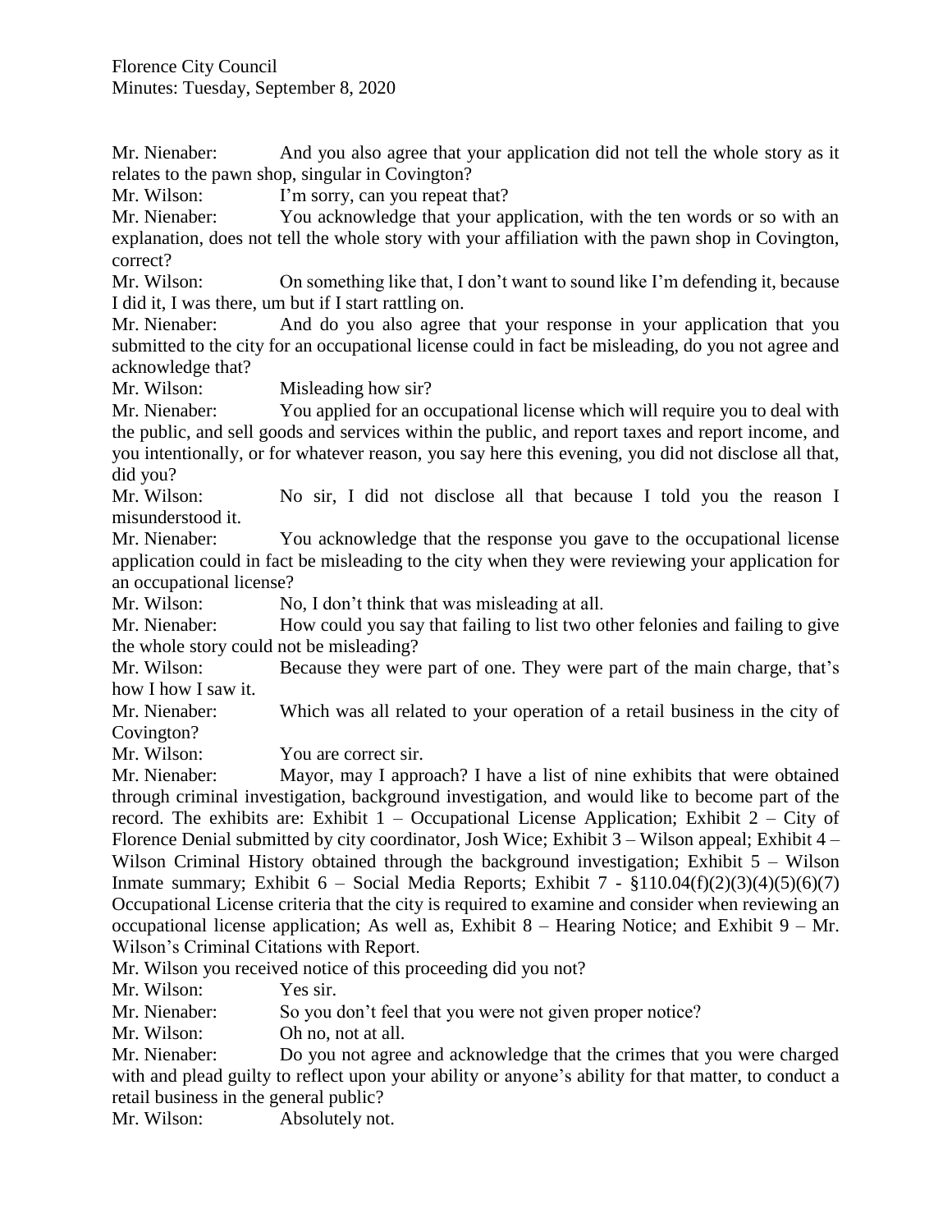Mr. Nienaber: And you also agree that your application did not tell the whole story as it relates to the pawn shop, singular in Covington?

Mr. Wilson: I'm sorry, can you repeat that?

Mr. Nienaber: You acknowledge that your application, with the ten words or so with an explanation, does not tell the whole story with your affiliation with the pawn shop in Covington, correct?

Mr. Wilson: On something like that, I don't want to sound like I'm defending it, because I did it, I was there, um but if I start rattling on.

Mr. Nienaber: And do you also agree that your response in your application that you submitted to the city for an occupational license could in fact be misleading, do you not agree and acknowledge that?

Mr. Wilson: Misleading how sir?

Mr. Nienaber: You applied for an occupational license which will require you to deal with the public, and sell goods and services within the public, and report taxes and report income, and you intentionally, or for whatever reason, you say here this evening, you did not disclose all that, did you?

Mr. Wilson: No sir, I did not disclose all that because I told you the reason I misunderstood it.

Mr. Nienaber: You acknowledge that the response you gave to the occupational license application could in fact be misleading to the city when they were reviewing your application for an occupational license?

Mr. Wilson: No, I don't think that was misleading at all.

Mr. Nienaber: How could you say that failing to list two other felonies and failing to give the whole story could not be misleading?

Mr. Wilson: Because they were part of one. They were part of the main charge, that's how I how I saw it.

Mr. Nienaber: Which was all related to your operation of a retail business in the city of Covington?

Mr. Wilson: You are correct sir.

Mr. Nienaber: Mayor, may I approach? I have a list of nine exhibits that were obtained through criminal investigation, background investigation, and would like to become part of the record. The exhibits are: Exhibit 1 – Occupational License Application; Exhibit 2 – City of Florence Denial submitted by city coordinator, Josh Wice; Exhibit 3 – Wilson appeal; Exhibit 4 – Wilson Criminal History obtained through the background investigation; Exhibit 5 – Wilson Inmate summary; Exhibit 6 – Social Media Reports; Exhibit 7 - §110.04(f)(2)(3)(4)(5)(6)(7) Occupational License criteria that the city is required to examine and consider when reviewing an occupational license application; As well as, Exhibit 8 – Hearing Notice; and Exhibit 9 – Mr. Wilson's Criminal Citations with Report.

Mr. Wilson you received notice of this proceeding did you not?

Mr. Wilson: Yes sir.

Mr. Nienaber: So you don't feel that you were not given proper notice?

Mr. Wilson: Oh no, not at all.

Mr. Nienaber: Do you not agree and acknowledge that the crimes that you were charged with and plead guilty to reflect upon your ability or anyone's ability for that matter, to conduct a retail business in the general public?

Mr. Wilson: Absolutely not.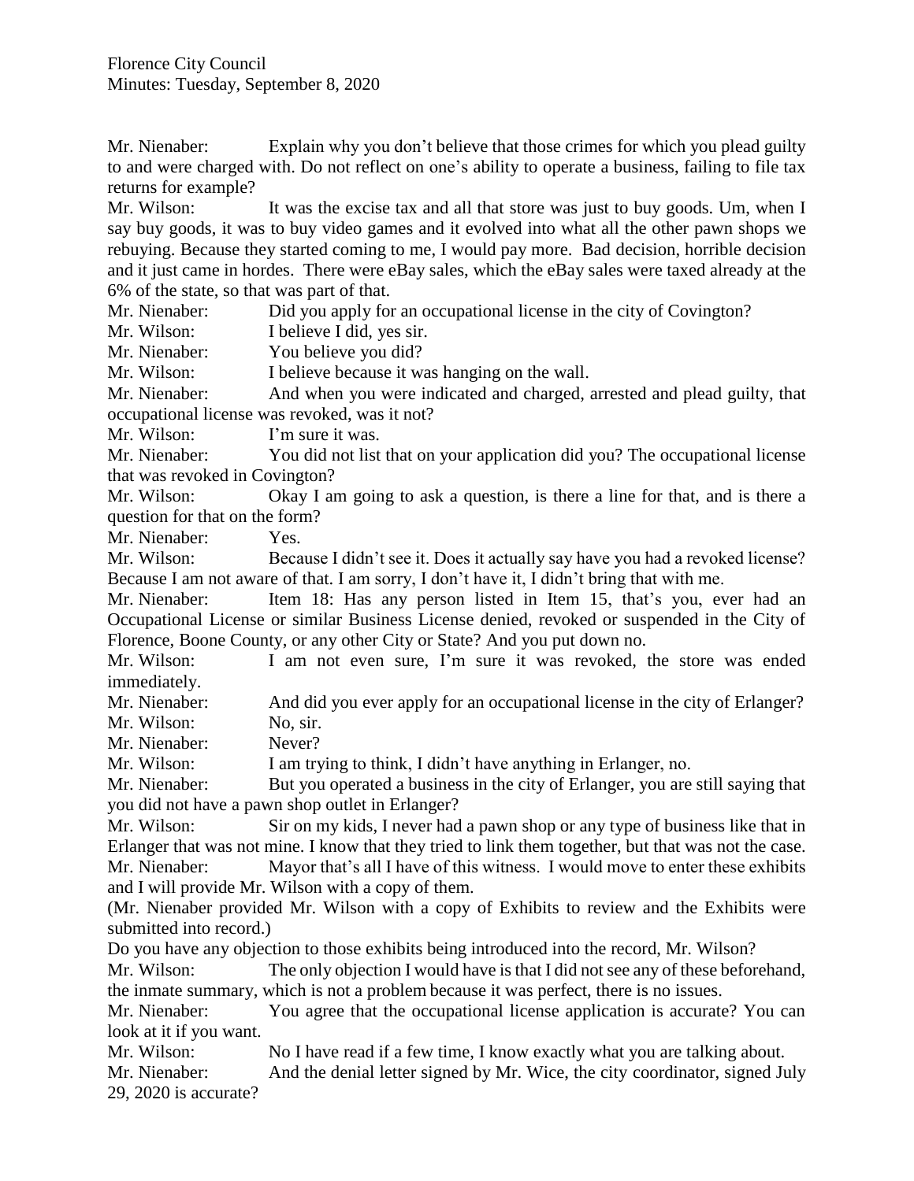Mr. Nienaber: Explain why you don't believe that those crimes for which you plead guilty to and were charged with. Do not reflect on one's ability to operate a business, failing to file tax returns for example?

Mr. Wilson: It was the excise tax and all that store was just to buy goods. Um, when I say buy goods, it was to buy video games and it evolved into what all the other pawn shops we rebuying. Because they started coming to me, I would pay more. Bad decision, horrible decision and it just came in hordes. There were eBay sales, which the eBay sales were taxed already at the 6% of the state, so that was part of that.

Mr. Nienaber: Did you apply for an occupational license in the city of Covington?

Mr. Wilson: I believe I did, yes sir.

Mr. Nienaber: You believe you did?

Mr. Wilson: I believe because it was hanging on the wall.

Mr. Nienaber: And when you were indicated and charged, arrested and plead guilty, that occupational license was revoked, was it not?

Mr. Wilson: I'm sure it was.

Mr. Nienaber: You did not list that on your application did you? The occupational license that was revoked in Covington?

Mr. Wilson: Okay I am going to ask a question, is there a line for that, and is there a question for that on the form?

Mr. Nienaber: Yes.

Mr. Wilson: Because I didn't see it. Does it actually say have you had a revoked license? Because I am not aware of that. I am sorry, I don't have it, I didn't bring that with me.

Mr. Nienaber: Item 18: Has any person listed in Item 15, that's you, ever had an Occupational License or similar Business License denied, revoked or suspended in the City of Florence, Boone County, or any other City or State? And you put down no.

Mr. Wilson: I am not even sure, I'm sure it was revoked, the store was ended immediately.

Mr. Nienaber: And did you ever apply for an occupational license in the city of Erlanger?

Mr. Wilson: No, sir.

Mr. Nienaber: Never?

Mr. Wilson: I am trying to think, I didn't have anything in Erlanger, no.

Mr. Nienaber: But you operated a business in the city of Erlanger, you are still saying that you did not have a pawn shop outlet in Erlanger?

Mr. Wilson: Sir on my kids, I never had a pawn shop or any type of business like that in Erlanger that was not mine. I know that they tried to link them together, but that was not the case.

Mr. Nienaber: Mayor that's all I have of this witness. I would move to enter these exhibits and I will provide Mr. Wilson with a copy of them.

(Mr. Nienaber provided Mr. Wilson with a copy of Exhibits to review and the Exhibits were submitted into record.)

Do you have any objection to those exhibits being introduced into the record, Mr. Wilson?

Mr. Wilson: The only objection I would have is that I did not see any of these beforehand, the inmate summary, which is not a problem because it was perfect, there is no issues.

Mr. Nienaber: You agree that the occupational license application is accurate? You can look at it if you want.

Mr. Wilson: No I have read if a few time, I know exactly what you are talking about.

Mr. Nienaber: And the denial letter signed by Mr. Wice, the city coordinator, signed July 29, 2020 is accurate?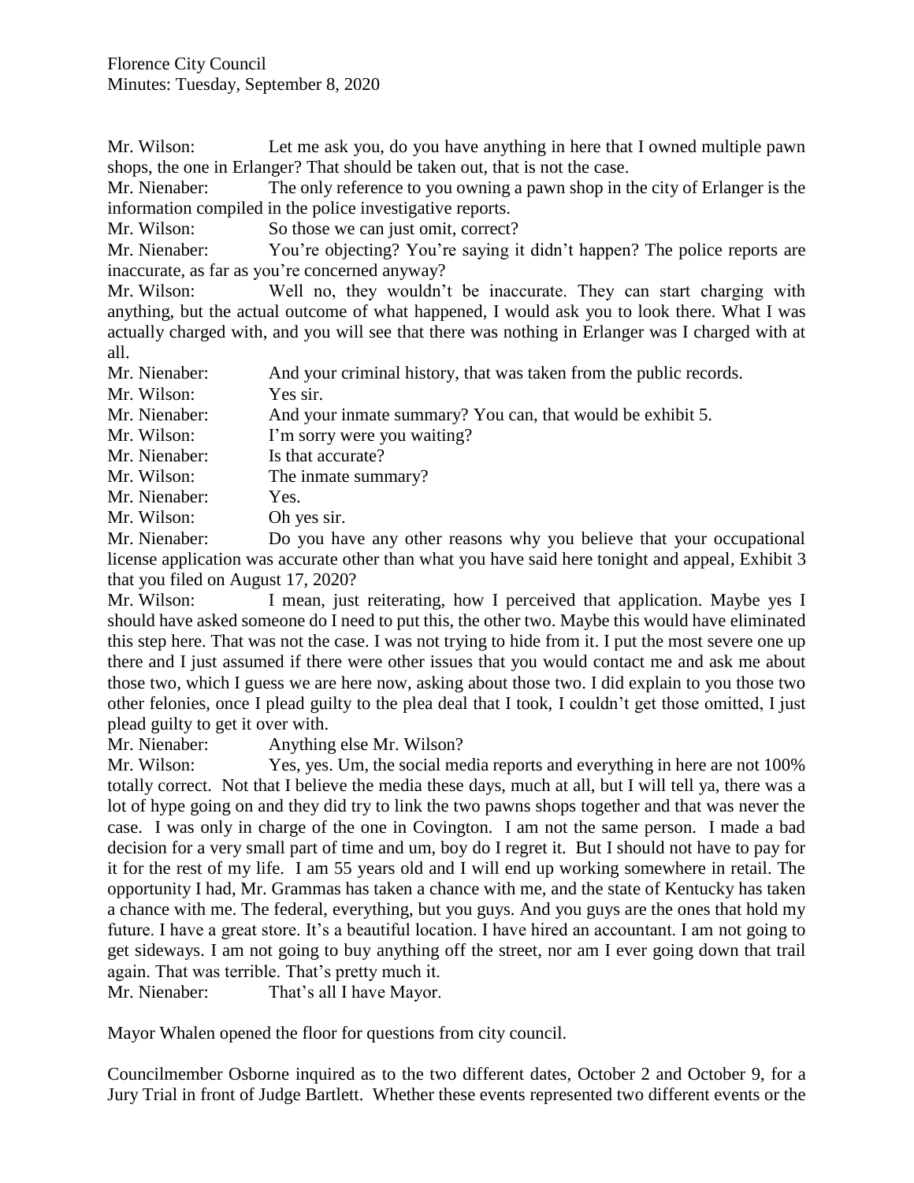Mr. Wilson: Let me ask you, do you have anything in here that I owned multiple pawn shops, the one in Erlanger? That should be taken out, that is not the case.

Mr. Nienaber: The only reference to you owning a pawn shop in the city of Erlanger is the information compiled in the police investigative reports.

Mr. Wilson: So those we can just omit, correct?

Mr. Nienaber: You're objecting? You're saying it didn't happen? The police reports are inaccurate, as far as you're concerned anyway?

Mr. Wilson: Well no, they wouldn't be inaccurate. They can start charging with anything, but the actual outcome of what happened, I would ask you to look there. What I was actually charged with, and you will see that there was nothing in Erlanger was I charged with at all.

Mr. Nienaber: And your criminal history, that was taken from the public records.

Mr. Wilson: Yes sir.

Mr. Nienaber: And your inmate summary? You can, that would be exhibit 5.

Mr. Wilson: I'm sorry were you waiting?

Mr. Nienaber: Is that accurate?

Mr. Wilson: The inmate summary?

Mr. Nienaber: Yes.

Mr. Wilson: Oh yes sir.

Mr. Nienaber: Do you have any other reasons why you believe that your occupational license application was accurate other than what you have said here tonight and appeal, Exhibit 3 that you filed on August 17, 2020?

Mr. Wilson: I mean, just reiterating, how I perceived that application. Maybe yes I should have asked someone do I need to put this, the other two. Maybe this would have eliminated this step here. That was not the case. I was not trying to hide from it. I put the most severe one up there and I just assumed if there were other issues that you would contact me and ask me about those two, which I guess we are here now, asking about those two. I did explain to you those two other felonies, once I plead guilty to the plea deal that I took, I couldn't get those omitted, I just plead guilty to get it over with.

Mr. Nienaber: Anything else Mr. Wilson?

Mr. Wilson: Yes, yes. Um, the social media reports and everything in here are not 100% totally correct. Not that I believe the media these days, much at all, but I will tell ya, there was a lot of hype going on and they did try to link the two pawns shops together and that was never the case. I was only in charge of the one in Covington. I am not the same person. I made a bad decision for a very small part of time and um, boy do I regret it. But I should not have to pay for it for the rest of my life. I am 55 years old and I will end up working somewhere in retail. The opportunity I had, Mr. Grammas has taken a chance with me, and the state of Kentucky has taken a chance with me. The federal, everything, but you guys. And you guys are the ones that hold my future. I have a great store. It's a beautiful location. I have hired an accountant. I am not going to get sideways. I am not going to buy anything off the street, nor am I ever going down that trail again. That was terrible. That's pretty much it.

Mr. Nienaber: That's all I have Mayor.

Mayor Whalen opened the floor for questions from city council.

Councilmember Osborne inquired as to the two different dates, October 2 and October 9, for a Jury Trial in front of Judge Bartlett. Whether these events represented two different events or the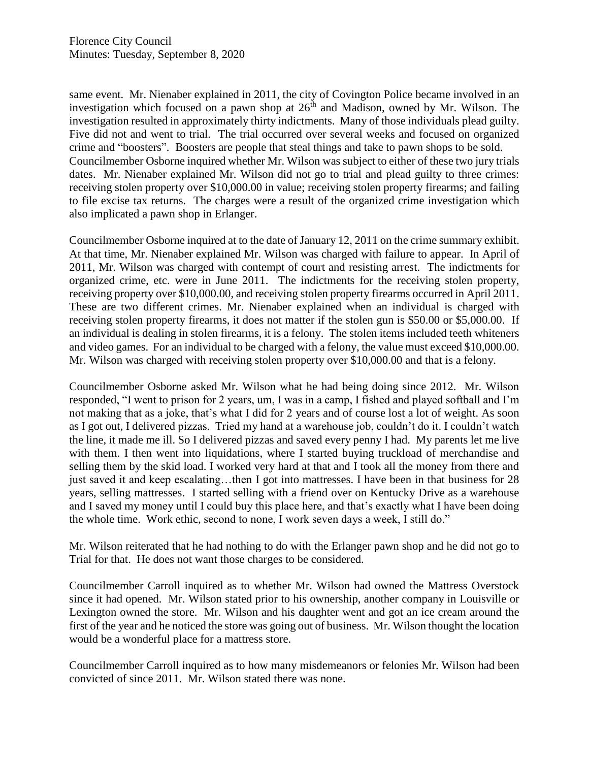same event. Mr. Nienaber explained in 2011, the city of Covington Police became involved in an investigation which focused on a pawn shop at 26th and Madison, owned by Mr. Wilson. The investigation resulted in approximately thirty indictments. Many of those individuals plead guilty. Five did not and went to trial. The trial occurred over several weeks and focused on organized crime and "boosters". Boosters are people that steal things and take to pawn shops to be sold. Councilmember Osborne inquired whether Mr. Wilson was subject to either of these two jury trials dates. Mr. Nienaber explained Mr. Wilson did not go to trial and plead guilty to three crimes: receiving stolen property over $10,000.00 in value; receiving stolen property firearms; and failing to file excise tax returns. The charges were a result of the organized crime investigation which also implicated a pawn shop in Erlanger.

Councilmember Osborne inquired at to the date of January 12, 2011 on the crime summary exhibit. At that time, Mr. Nienaber explained Mr. Wilson was charged with failure to appear. In April of 2011, Mr. Wilson was charged with contempt of court and resisting arrest. The indictments for organized crime, etc. were in June 2011. The indictments for the receiving stolen property, receiving property over $10,000.00, and receiving stolen property firearms occurred in April 2011. These are two different crimes. Mr. Nienaber explained when an individual is charged with receiving stolen property firearms, it does not matter if the stolen gun is $50.00 or $5,000.00. If an individual is dealing in stolen firearms, it is a felony. The stolen items included teeth whiteners and video games. For an individual to be charged with a felony, the value must exceed $10,000.00. Mr. Wilson was charged with receiving stolen property over $10,000.00 and that is a felony.

Councilmember Osborne asked Mr. Wilson what he had being doing since 2012. Mr. Wilson responded, "I went to prison for 2 years, um, I was in a camp, I fished and played softball and I'm not making that as a joke, that's what I did for 2 years and of course lost a lot of weight. As soon as I got out, I delivered pizzas. Tried my hand at a warehouse job, couldn't do it. I couldn't watch the line, it made me ill. So I delivered pizzas and saved every penny I had. My parents let me live with them. I then went into liquidations, where I started buying truckload of merchandise and selling them by the skid load. I worked very hard at that and I took all the money from there and just saved it and keep escalating…then I got into mattresses. I have been in that business for 28 years, selling mattresses. I started selling with a friend over on Kentucky Drive as a warehouse and I saved my money until I could buy this place here, and that's exactly what I have been doing the whole time. Work ethic, second to none, I work seven days a week, I still do."

Mr. Wilson reiterated that he had nothing to do with the Erlanger pawn shop and he did not go to Trial for that. He does not want those charges to be considered.

Councilmember Carroll inquired as to whether Mr. Wilson had owned the Mattress Overstock since it had opened. Mr. Wilson stated prior to his ownership, another company in Louisville or Lexington owned the store. Mr. Wilson and his daughter went and got an ice cream around the first of the year and he noticed the store was going out of business. Mr. Wilson thought the location would be a wonderful place for a mattress store.

Councilmember Carroll inquired as to how many misdemeanors or felonies Mr. Wilson had been convicted of since 2011. Mr. Wilson stated there was none.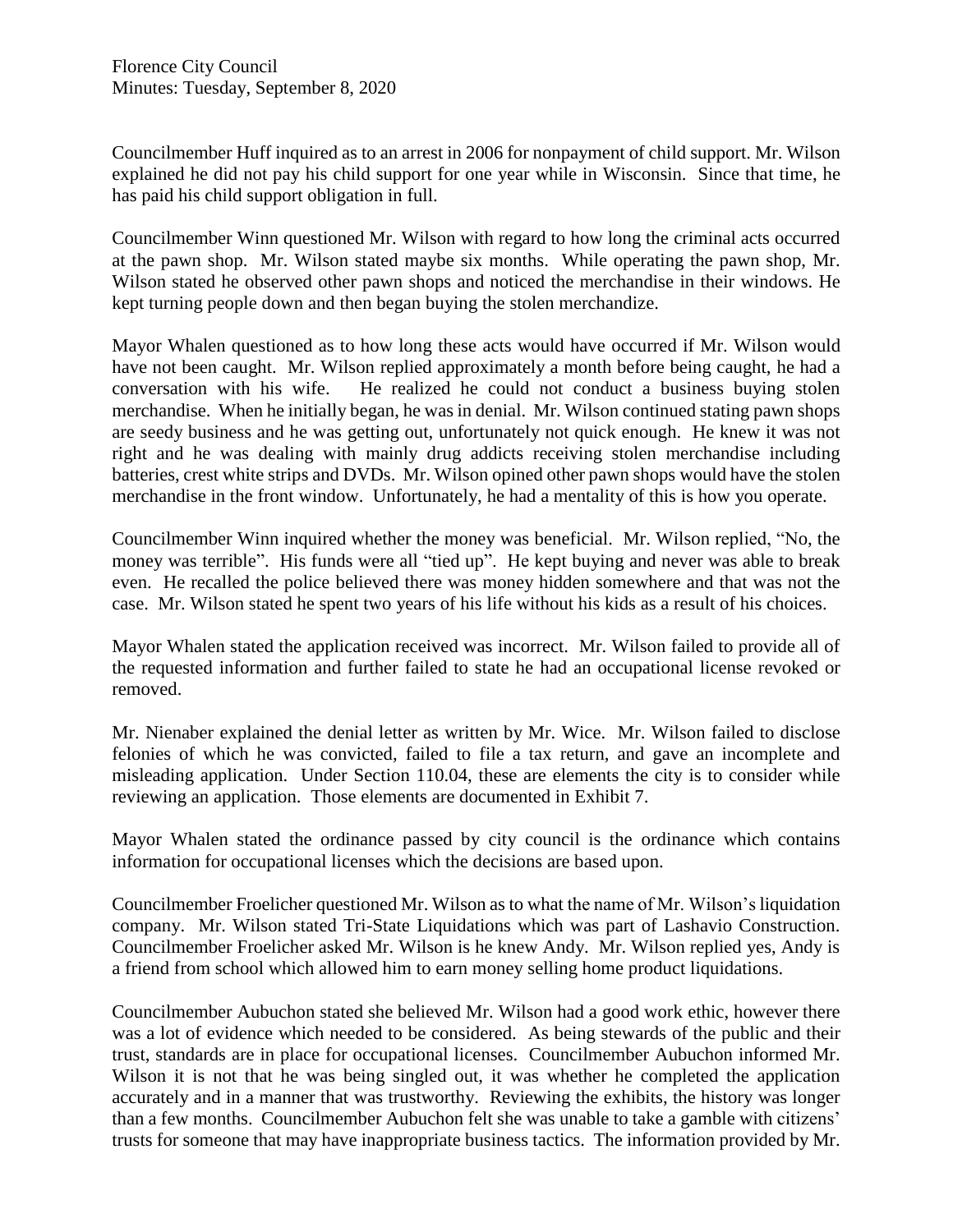Councilmember Huff inquired as to an arrest in 2006 for nonpayment of child support. Mr. Wilson explained he did not pay his child support for one year while in Wisconsin. Since that time, he has paid his child support obligation in full.

Councilmember Winn questioned Mr. Wilson with regard to how long the criminal acts occurred at the pawn shop. Mr. Wilson stated maybe six months. While operating the pawn shop, Mr. Wilson stated he observed other pawn shops and noticed the merchandise in their windows. He kept turning people down and then began buying the stolen merchandize.

Mayor Whalen questioned as to how long these acts would have occurred if Mr. Wilson would have not been caught. Mr. Wilson replied approximately a month before being caught, he had a conversation with his wife. He realized he could not conduct a business buying stolen merchandise. When he initially began, he was in denial. Mr. Wilson continued stating pawn shops are seedy business and he was getting out, unfortunately not quick enough. He knew it was not right and he was dealing with mainly drug addicts receiving stolen merchandise including batteries, crest white strips and DVDs. Mr. Wilson opined other pawn shops would have the stolen merchandise in the front window. Unfortunately, he had a mentality of this is how you operate.

Councilmember Winn inquired whether the money was beneficial. Mr. Wilson replied, "No, the money was terrible". His funds were all "tied up". He kept buying and never was able to break even. He recalled the police believed there was money hidden somewhere and that was not the case. Mr. Wilson stated he spent two years of his life without his kids as a result of his choices.

Mayor Whalen stated the application received was incorrect. Mr. Wilson failed to provide all of the requested information and further failed to state he had an occupational license revoked or removed.

Mr. Nienaber explained the denial letter as written by Mr. Wice. Mr. Wilson failed to disclose felonies of which he was convicted, failed to file a tax return, and gave an incomplete and misleading application. Under Section 110.04, these are elements the city is to consider while reviewing an application. Those elements are documented in Exhibit 7.

Mayor Whalen stated the ordinance passed by city council is the ordinance which contains information for occupational licenses which the decisions are based upon.

Councilmember Froelicher questioned Mr. Wilson as to what the name of Mr. Wilson's liquidation company. Mr. Wilson stated Tri-State Liquidations which was part of Lashavio Construction. Councilmember Froelicher asked Mr. Wilson is he knew Andy. Mr. Wilson replied yes, Andy is a friend from school which allowed him to earn money selling home product liquidations.

Councilmember Aubuchon stated she believed Mr. Wilson had a good work ethic, however there was a lot of evidence which needed to be considered. As being stewards of the public and their trust, standards are in place for occupational licenses. Councilmember Aubuchon informed Mr. Wilson it is not that he was being singled out, it was whether he completed the application accurately and in a manner that was trustworthy. Reviewing the exhibits, the history was longer than a few months. Councilmember Aubuchon felt she was unable to take a gamble with citizens' trusts for someone that may have inappropriate business tactics. The information provided by Mr.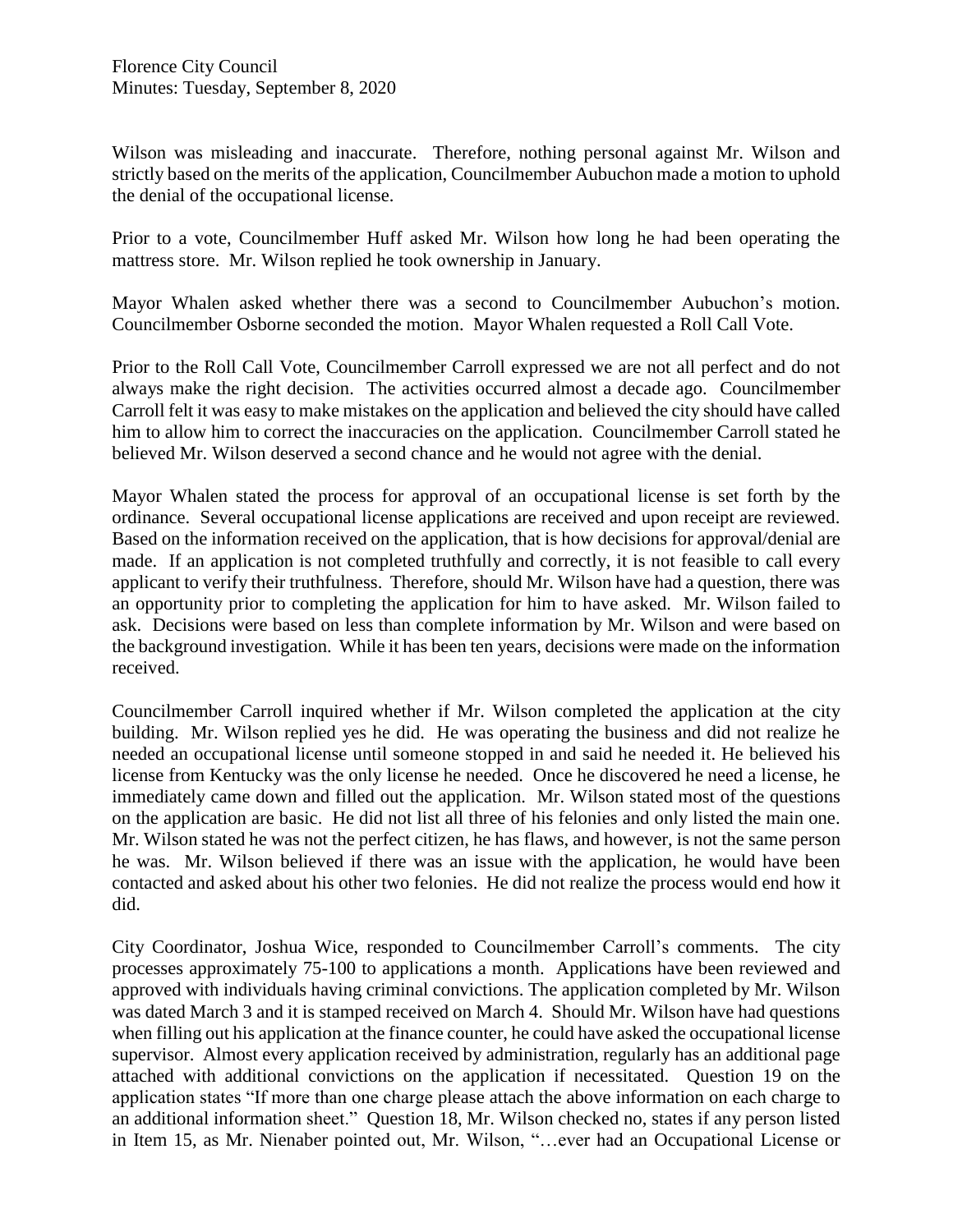Wilson was misleading and inaccurate. Therefore, nothing personal against Mr. Wilson and strictly based on the merits of the application, Councilmember Aubuchon made a motion to uphold the denial of the occupational license.

Prior to a vote, Councilmember Huff asked Mr. Wilson how long he had been operating the mattress store. Mr. Wilson replied he took ownership in January.

Mayor Whalen asked whether there was a second to Councilmember Aubuchon's motion. Councilmember Osborne seconded the motion. Mayor Whalen requested a Roll Call Vote.

Prior to the Roll Call Vote, Councilmember Carroll expressed we are not all perfect and do not always make the right decision. The activities occurred almost a decade ago. Councilmember Carroll felt it was easy to make mistakes on the application and believed the city should have called him to allow him to correct the inaccuracies on the application. Councilmember Carroll stated he believed Mr. Wilson deserved a second chance and he would not agree with the denial.

Mayor Whalen stated the process for approval of an occupational license is set forth by the ordinance. Several occupational license applications are received and upon receipt are reviewed. Based on the information received on the application, that is how decisions for approval/denial are made. If an application is not completed truthfully and correctly, it is not feasible to call every applicant to verify their truthfulness. Therefore, should Mr. Wilson have had a question, there was an opportunity prior to completing the application for him to have asked. Mr. Wilson failed to ask. Decisions were based on less than complete information by Mr. Wilson and were based on the background investigation. While it has been ten years, decisions were made on the information received.

Councilmember Carroll inquired whether if Mr. Wilson completed the application at the city building. Mr. Wilson replied yes he did. He was operating the business and did not realize he needed an occupational license until someone stopped in and said he needed it. He believed his license from Kentucky was the only license he needed. Once he discovered he need a license, he immediately came down and filled out the application. Mr. Wilson stated most of the questions on the application are basic. He did not list all three of his felonies and only listed the main one. Mr. Wilson stated he was not the perfect citizen, he has flaws, and however, is not the same person he was. Mr. Wilson believed if there was an issue with the application, he would have been contacted and asked about his other two felonies. He did not realize the process would end how it did.

City Coordinator, Joshua Wice, responded to Councilmember Carroll's comments. The city processes approximately 75-100 to applications a month. Applications have been reviewed and approved with individuals having criminal convictions. The application completed by Mr. Wilson was dated March 3 and it is stamped received on March 4. Should Mr. Wilson have had questions when filling out his application at the finance counter, he could have asked the occupational license supervisor. Almost every application received by administration, regularly has an additional page attached with additional convictions on the application if necessitated. Question 19 on the application states "If more than one charge please attach the above information on each charge to an additional information sheet." Question 18, Mr. Wilson checked no, states if any person listed in Item 15, as Mr. Nienaber pointed out, Mr. Wilson, "…ever had an Occupational License or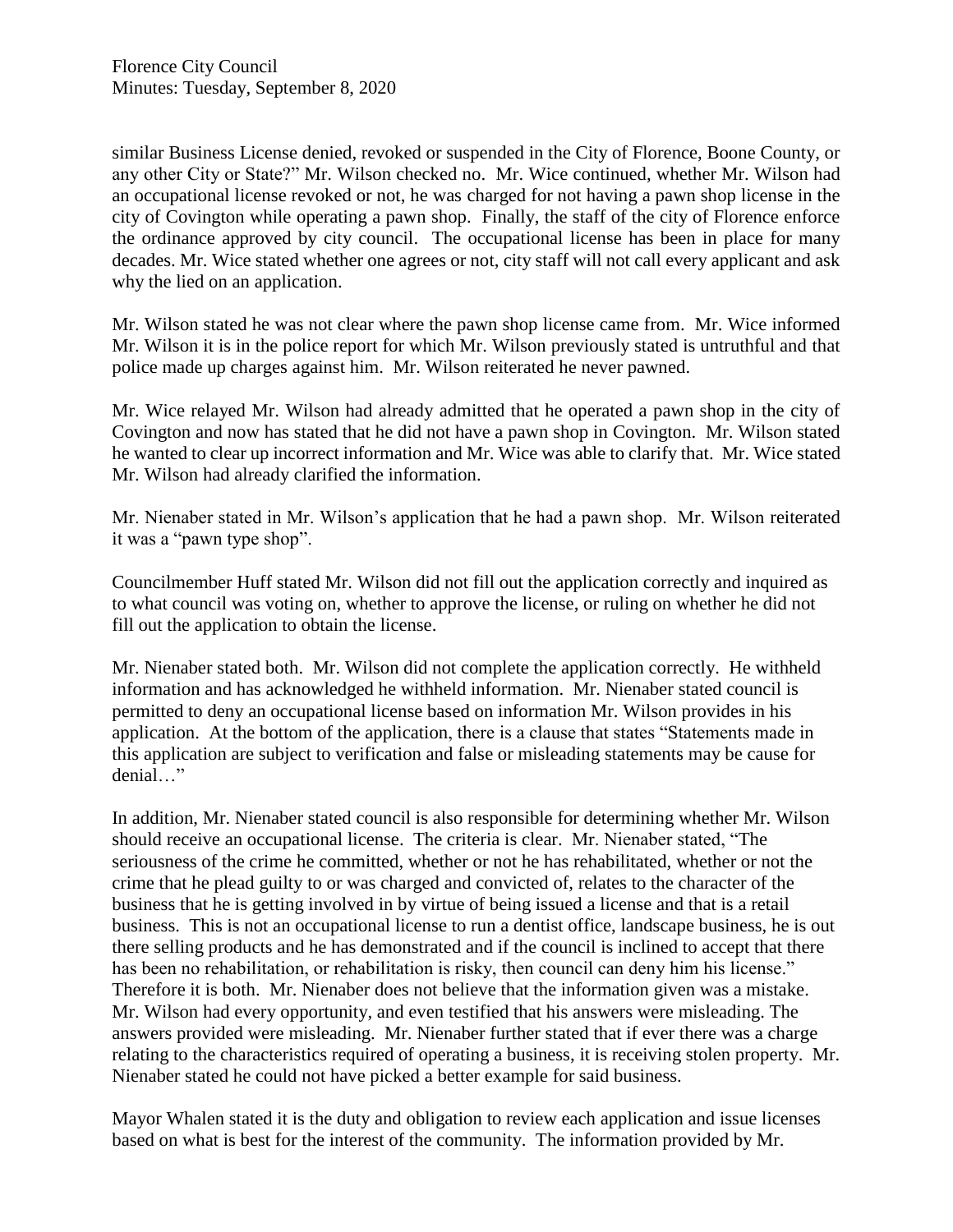similar Business License denied, revoked or suspended in the City of Florence, Boone County, or any other City or State?" Mr. Wilson checked no. Mr. Wice continued, whether Mr. Wilson had an occupational license revoked or not, he was charged for not having a pawn shop license in the city of Covington while operating a pawn shop. Finally, the staff of the city of Florence enforce the ordinance approved by city council. The occupational license has been in place for many decades. Mr. Wice stated whether one agrees or not, city staff will not call every applicant and ask why the lied on an application.

Mr. Wilson stated he was not clear where the pawn shop license came from. Mr. Wice informed Mr. Wilson it is in the police report for which Mr. Wilson previously stated is untruthful and that police made up charges against him. Mr. Wilson reiterated he never pawned.

Mr. Wice relayed Mr. Wilson had already admitted that he operated a pawn shop in the city of Covington and now has stated that he did not have a pawn shop in Covington. Mr. Wilson stated he wanted to clear up incorrect information and Mr. Wice was able to clarify that. Mr. Wice stated Mr. Wilson had already clarified the information.

Mr. Nienaber stated in Mr. Wilson's application that he had a pawn shop. Mr. Wilson reiterated it was a "pawn type shop".

Councilmember Huff stated Mr. Wilson did not fill out the application correctly and inquired as to what council was voting on, whether to approve the license, or ruling on whether he did not fill out the application to obtain the license.

Mr. Nienaber stated both. Mr. Wilson did not complete the application correctly. He withheld information and has acknowledged he withheld information. Mr. Nienaber stated council is permitted to deny an occupational license based on information Mr. Wilson provides in his application. At the bottom of the application, there is a clause that states "Statements made in this application are subject to verification and false or misleading statements may be cause for denial…"

In addition, Mr. Nienaber stated council is also responsible for determining whether Mr. Wilson should receive an occupational license. The criteria is clear. Mr. Nienaber stated, "The seriousness of the crime he committed, whether or not he has rehabilitated, whether or not the crime that he plead guilty to or was charged and convicted of, relates to the character of the business that he is getting involved in by virtue of being issued a license and that is a retail business. This is not an occupational license to run a dentist office, landscape business, he is out there selling products and he has demonstrated and if the council is inclined to accept that there has been no rehabilitation, or rehabilitation is risky, then council can deny him his license." Therefore it is both. Mr. Nienaber does not believe that the information given was a mistake. Mr. Wilson had every opportunity, and even testified that his answers were misleading. The answers provided were misleading. Mr. Nienaber further stated that if ever there was a charge relating to the characteristics required of operating a business, it is receiving stolen property. Mr. Nienaber stated he could not have picked a better example for said business.

Mayor Whalen stated it is the duty and obligation to review each application and issue licenses based on what is best for the interest of the community. The information provided by Mr.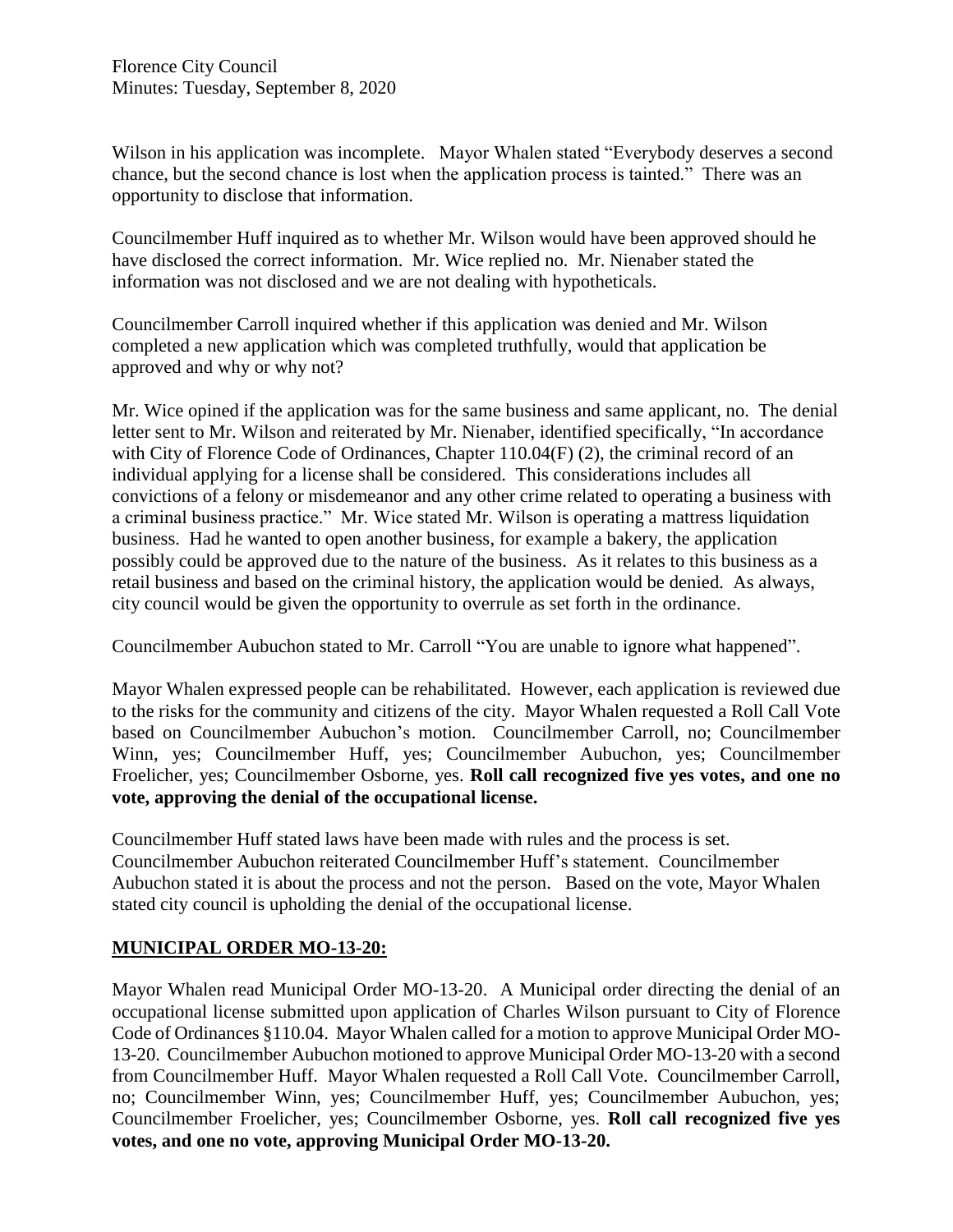Wilson in his application was incomplete. Mayor Whalen stated "Everybody deserves a second chance, but the second chance is lost when the application process is tainted." There was an opportunity to disclose that information.

Councilmember Huff inquired as to whether Mr. Wilson would have been approved should he have disclosed the correct information. Mr. Wice replied no. Mr. Nienaber stated the information was not disclosed and we are not dealing with hypotheticals.

Councilmember Carroll inquired whether if this application was denied and Mr. Wilson completed a new application which was completed truthfully, would that application be approved and why or why not?

Mr. Wice opined if the application was for the same business and same applicant, no. The denial letter sent to Mr. Wilson and reiterated by Mr. Nienaber, identified specifically, "In accordance with City of Florence Code of Ordinances, Chapter 110.04(F) (2), the criminal record of an individual applying for a license shall be considered. This considerations includes all convictions of a felony or misdemeanor and any other crime related to operating a business with a criminal business practice." Mr. Wice stated Mr. Wilson is operating a mattress liquidation business. Had he wanted to open another business, for example a bakery, the application possibly could be approved due to the nature of the business. As it relates to this business as a retail business and based on the criminal history, the application would be denied. As always, city council would be given the opportunity to overrule as set forth in the ordinance.

Councilmember Aubuchon stated to Mr. Carroll "You are unable to ignore what happened".

Mayor Whalen expressed people can be rehabilitated. However, each application is reviewed due to the risks for the community and citizens of the city. Mayor Whalen requested a Roll Call Vote based on Councilmember Aubuchon's motion. Councilmember Carroll, no; Councilmember Winn, yes; Councilmember Huff, yes; Councilmember Aubuchon, yes; Councilmember Froelicher, yes; Councilmember Osborne, yes. **Roll call recognized five yes votes, and one no vote, approving the denial of the occupational license.**

Councilmember Huff stated laws have been made with rules and the process is set. Councilmember Aubuchon reiterated Councilmember Huff's statement. Councilmember Aubuchon stated it is about the process and not the person. Based on the vote, Mayor Whalen stated city council is upholding the denial of the occupational license.

## MUNICIPAL ORDER MO-13-20:

Mayor Whalen read Municipal Order MO-13-20. A Municipal order directing the denial of an occupational license submitted upon application of Charles Wilson pursuant to City of Florence Code of Ordinances §110.04. Mayor Whalen called for a motion to approve Municipal Order MO-13-20. Councilmember Aubuchon motioned to approve Municipal Order MO-13-20 with a second from Councilmember Huff. Mayor Whalen requested a Roll Call Vote. Councilmember Carroll, no; Councilmember Winn, yes; Councilmember Huff, yes; Councilmember Aubuchon, yes; Councilmember Froelicher, yes; Councilmember Osborne, yes. **Roll call recognized five yes votes, and one no vote, approving Municipal Order MO-13-20.**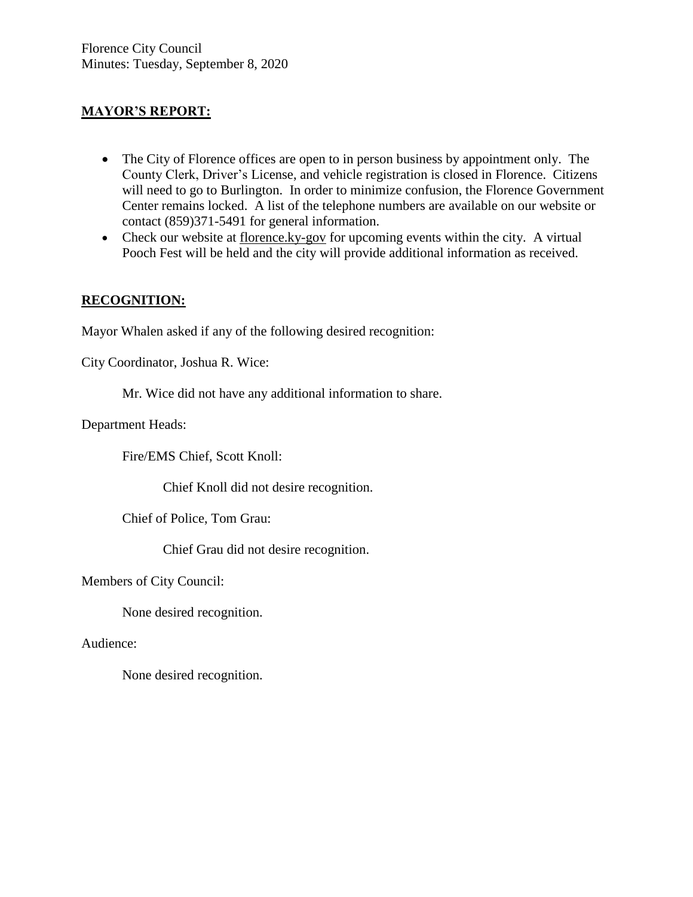Florence City Council
Minutes: Tuesday, September 8, 2020

## MAYOR'S REPORT:

- The City of Florence offices are open to in person business by appointment only. The County Clerk, Driver's License, and vehicle registration is closed in Florence. Citizens will need to go to Burlington. In order to minimize confusion, the Florence Government Center remains locked. A list of the telephone numbers are available on our website or contact (859)371-5491 for general information.
- Check our website at florence.ky-gov for upcoming events within the city. A virtual Pooch Fest will be held and the city will provide additional information as received.

## RECOGNITION:

Mayor Whalen asked if any of the following desired recognition:

City Coordinator, Joshua R. Wice:

Mr. Wice did not have any additional information to share.

Department Heads:

Fire/EMS Chief, Scott Knoll:

Chief Knoll did not desire recognition.

Chief of Police, Tom Grau:

Chief Grau did not desire recognition.

Members of City Council:

None desired recognition.

Audience:

None desired recognition.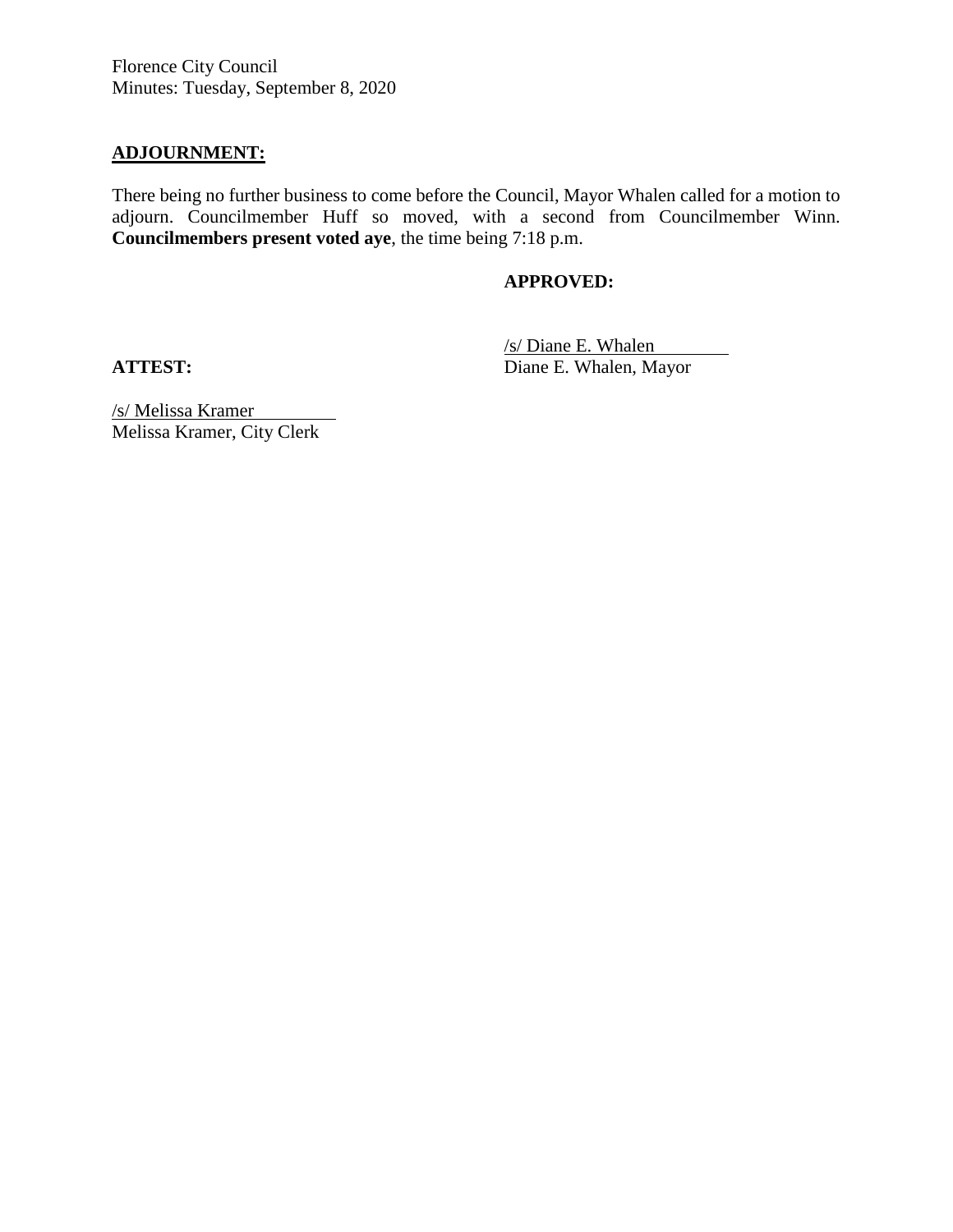## ADJOURNMENT:

There being no further business to come before the Council, Mayor Whalen called for a motion to adjourn. Councilmember Huff so moved, with a second from Councilmember Winn. **Councilmembers present voted aye**, the time being 7:18 p.m.

**APPROVED:**

/s/ Diane E. Whalen
Diane E. Whalen, Mayor

**ATTEST:**

/s/ Melissa Kramer
Melissa Kramer, City Clerk